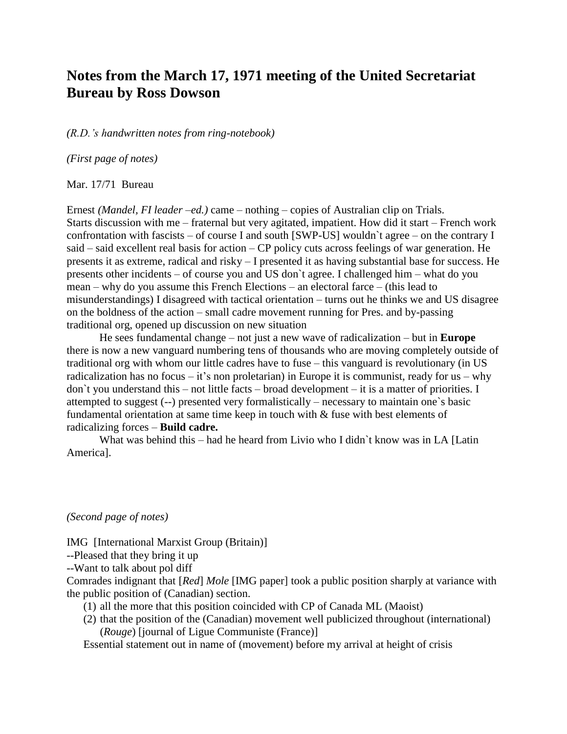# Notes from the March 17, 1971 meeting of the United Secretariat Bureau by Ross Dowson

*(R.D.'s handwritten notes from ring-notebook)*

*(First page of notes)*

Mar. 17/71 Bureau

Ernest *(Mandel, FI leader –ed.)* came – nothing – copies of Australian clip on Trials. Starts discussion with me – fraternal but very agitated, impatient. How did it start – French work confrontation with fascists – of course I and south [SWP-US] wouldn`t agree – on the contrary I said – said excellent real basis for action – CP policy cuts across feelings of war generation. He presents it as extreme, radical and risky – I presented it as having substantial base for success. He presents other incidents – of course you and US don`t agree. I challenged him – what do you mean – why do you assume this French Elections – an electoral farce – (this lead to misunderstandings) I disagreed with tactical orientation – turns out he thinks we and US disagree on the boldness of the action – small cadre movement running for Pres. and by-passing traditional org, opened up discussion on new situation

He sees fundamental change – not just a new wave of radicalization – but in **Europe** there is now a new vanguard numbering tens of thousands who are moving completely outside of traditional org with whom our little cadres have to fuse – this vanguard is revolutionary (in US radicalization has no focus – it's non proletarian) in Europe it is communist, ready for us – why don`t you understand this – not little facts – broad development – it is a matter of priorities. I attempted to suggest (--) presented very formalistically – necessary to maintain one`s basic fundamental orientation at same time keep in touch with & fuse with best elements of radicalizing forces – **Build cadre.**

What was behind this – had he heard from Livio who I didn`t know was in LA [Latin America].

*(Second page of notes)*

IMG [International Marxist Group (Britain)]
--Pleased that they bring it up
--Want to talk about pol diff

Comrades indignant that [*Red*] *Mole* [IMG paper] took a public position sharply at variance with the public position of (Canadian) section.

1. all the more that this position coincided with CP of Canada ML (Maoist)
2. that the position of the (Canadian) movement well publicized throughout (international) (*Rouge*) [journal of Ligue Communiste (France)]

Essential statement out in name of (movement) before my arrival at height of crisis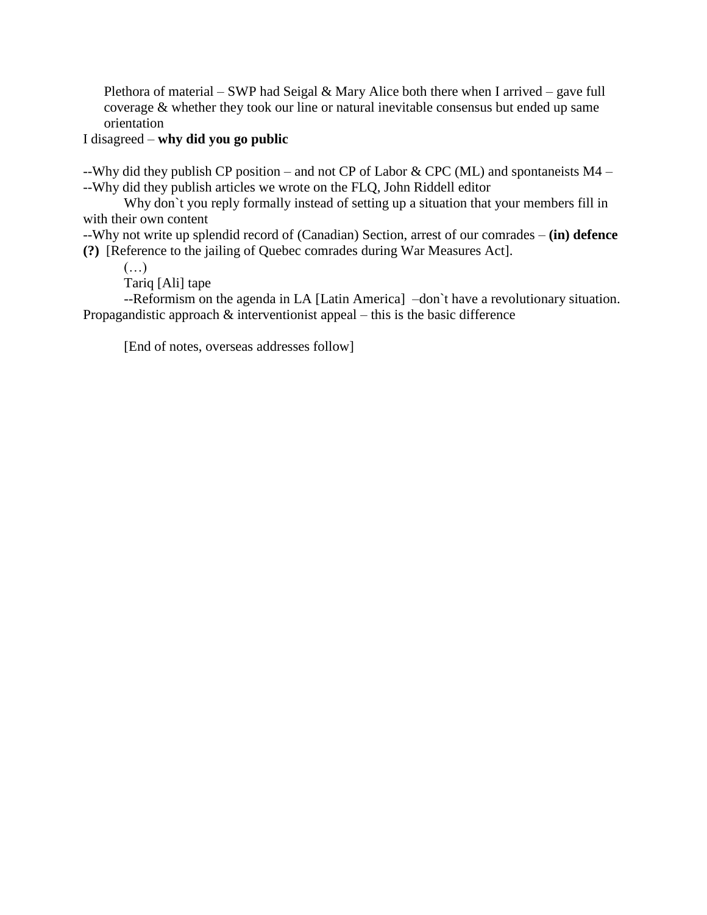Plethora of material – SWP had Seigal & Mary Alice both there when I arrived – gave full coverage & whether they took our line or natural inevitable consensus but ended up same orientation

I disagreed – **why did you go public**

--Why did they publish CP position – and not CP of Labor & CPC (ML) and spontaneists M4 –
--Why did they publish articles we wrote on the FLQ, John Riddell editor

Why don`t you reply formally instead of setting up a situation that your members fill in with their own content

--Why not write up splendid record of (Canadian) Section, arrest of our comrades – **(in) defence (?)** [Reference to the jailing of Quebec comrades during War Measures Act].

(…)

Tariq [Ali] tape

--Reformism on the agenda in LA [Latin America] –don`t have a revolutionary situation. Propagandistic approach & interventionist appeal – this is the basic difference

[End of notes, overseas addresses follow]